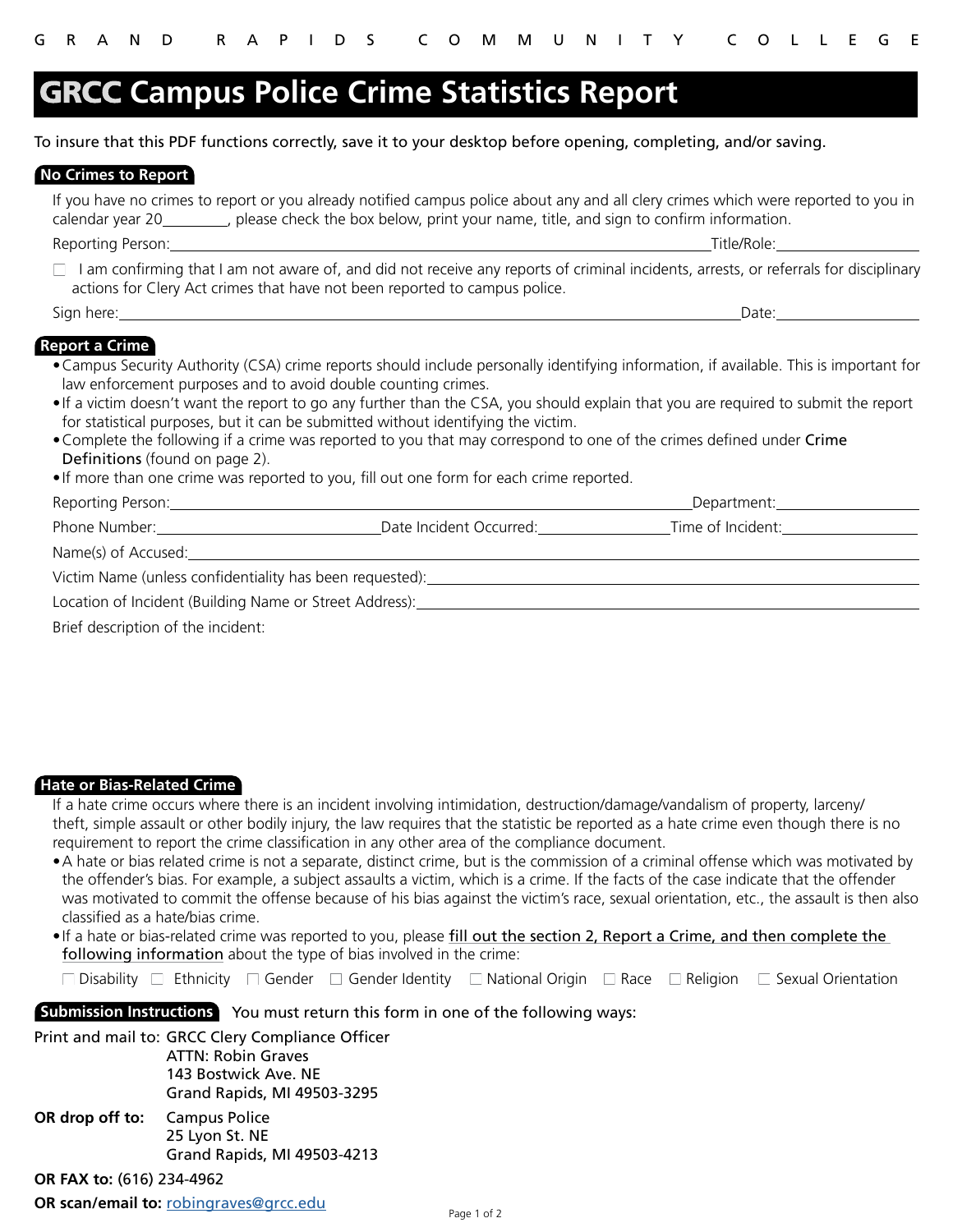GRAND RAPIDS COMMUNITY COLLEGE

# GRCC Campus Police Crime Statistics Report

To insure that this PDF functions correctly, save it to your desktop before opening, completing, and/or saving.

## No Crimes to Report

If you have no crimes to report or you already notified campus police about any and all clery crimes which were reported to you in calendar year 20________, please check the box below, print your name, title, and sign to confirm information.

Reporting Person:______________________________________________________ Title/Role:________________

☐ I am confirming that I am not aware of, and did not receive any reports of criminal incidents, arrests, or referrals for disciplinary actions for Clery Act crimes that have not been reported to campus police.

Sign here:______________________________________________________ Date:________________

## Report a Crime

- Campus Security Authority (CSA) crime reports should include personally identifying information, if available. This is important for law enforcement purposes and to avoid double counting crimes.
- If a victim doesn't want the report to go any further than the CSA, you should explain that you are required to submit the report for statistical purposes, but it can be submitted without identifying the victim.
- Complete the following if a crime was reported to you that may correspond to one of the crimes defined under **Crime Definitions** (found on page 2).
- If more than one crime was reported to you, fill out one form for each crime reported.

Reporting Person:______________________________________________________ Department:________________

Phone Number:________________________ Date Incident Occurred:________________ Time of Incident:________________

Name(s) of Accused:______________________________________________________

Victim Name (unless confidentiality has been requested):______________________________________________________

Location of Incident (Building Name or Street Address):______________________________________________________

Brief description of the incident:

## Hate or Bias-Related Crime

If a hate crime occurs where there is an incident involving intimidation, destruction/damage/vandalism of property, larceny/theft, simple assault or other bodily injury, the law requires that the statistic be reported as a hate crime even though there is no requirement to report the crime classification in any other area of the compliance document.

- A hate or bias related crime is not a separate, distinct crime, but is the commission of a criminal offense which was motivated by the offender's bias. For example, a subject assaults a victim, which is a crime. If the facts of the case indicate that the offender was motivated to commit the offense because of his bias against the victim's race, sexual orientation, etc., the assault is then also classified as a hate/bias crime.
- If a hate or bias-related crime was reported to you, please fill out the section 2, Report a Crime, and then complete the following information about the type of bias involved in the crime:

☐ Disability ☐ Ethnicity ☐ Gender ☐ Gender Identity ☐ National Origin ☐ Race ☐ Religion ☐ Sexual Orientation

## Submission Instructions

You must return this form in one of the following ways:

Print and mail to: GRCC Clery Compliance Officer
ATTN: Robin Graves
143 Bostwick Ave. NE
Grand Rapids, MI 49503-3295

**OR drop off to:** Campus Police
25 Lyon St. NE
Grand Rapids, MI 49503-4213

**OR FAX to:** (616) 234-4962

**OR scan/email to:** robingraves@grcc.edu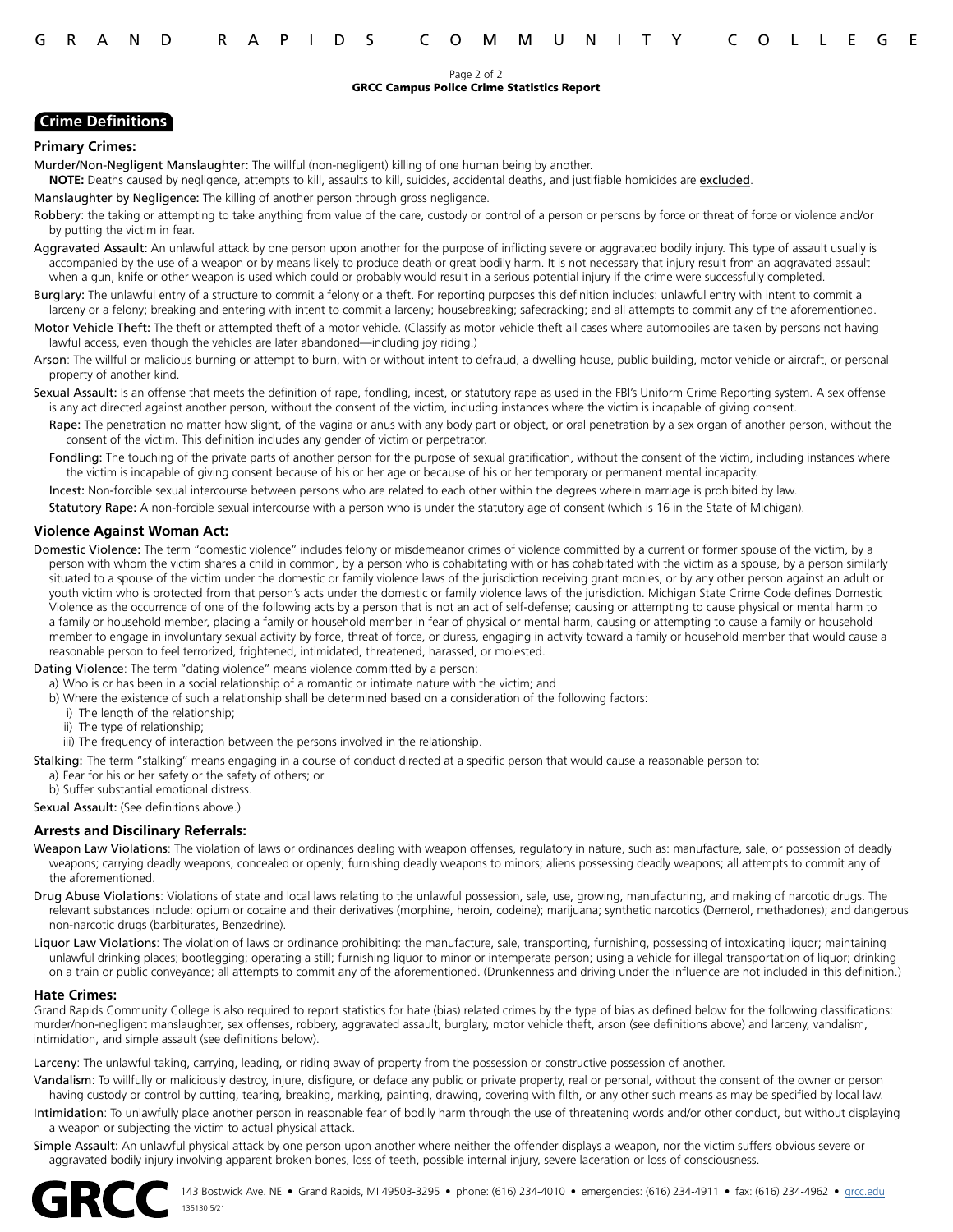## Crime Definitions

### Primary Crimes:

Murder/Non-Negligent Manslaughter: The willful (non-negligent) killing of one human being by another.
**NOTE:** Deaths caused by negligence, attempts to kill, assaults to kill, suicides, accidental deaths, and justifiable homicides are excluded.

Manslaughter by Negligence: The killing of another person through gross negligence.

Robbery: the taking or attempting to take anything from value of the care, custody or control of a person or persons by force or threat of force or violence and/or by putting the victim in fear.

Aggravated Assault: An unlawful attack by one person upon another for the purpose of inflicting severe or aggravated bodily injury. This type of assault usually is accompanied by the use of a weapon or by means likely to produce death or great bodily harm. It is not necessary that injury result from an aggravated assault when a gun, knife or other weapon is used which could or probably would result in a serious potential injury if the crime were successfully completed.

Burglary: The unlawful entry of a structure to commit a felony or a theft. For reporting purposes this definition includes: unlawful entry with intent to commit a larceny or a felony; breaking and entering with intent to commit a larceny; housebreaking; safecracking; and all attempts to commit any of the aforementioned.

Motor Vehicle Theft: The theft or attempted theft of a motor vehicle. (Classify as motor vehicle theft all cases where automobiles are taken by persons not having lawful access, even though the vehicles are later abandoned—including joy riding.)

Arson: The willful or malicious burning or attempt to burn, with or without intent to defraud, a dwelling house, public building, motor vehicle or aircraft, or personal property of another kind.

Sexual Assault: Is an offense that meets the definition of rape, fondling, incest, or statutory rape as used in the FBI's Uniform Crime Reporting system. A sex offense is any act directed against another person, without the consent of the victim, including instances where the victim is incapable of giving consent.

Rape: The penetration no matter how slight, of the vagina or anus with any body part or object, or oral penetration by a sex organ of another person, without the consent of the victim. This definition includes any gender of victim or perpetrator.

Fondling: The touching of the private parts of another person for the purpose of sexual gratification, without the consent of the victim, including instances where the victim is incapable of giving consent because of his or her age or because of his or her temporary or permanent mental incapacity.

Incest: Non-forcible sexual intercourse between persons who are related to each other within the degrees wherein marriage is prohibited by law.

Statutory Rape: A non-forcible sexual intercourse with a person who is under the statutory age of consent (which is 16 in the State of Michigan).

### Violence Against Woman Act:

Domestic Violence: The term "domestic violence" includes felony or misdemeanor crimes of violence committed by a current or former spouse of the victim, by a person with whom the victim shares a child in common, by a person who is cohabitating with or has cohabitated with the victim as a spouse, by a person similarly situated to a spouse of the victim under the domestic or family violence laws of the jurisdiction receiving grant monies, or by any other person against an adult or youth victim who is protected from that person's acts under the domestic or family violence laws of the jurisdiction. Michigan State Crime Code defines Domestic Violence as the occurrence of one of the following acts by a person that is not an act of self-defense; causing or attempting to cause physical or mental harm to a family or household member, placing a family or household member in fear of physical or mental harm, causing or attempting to cause a family or household member to engage in involuntary sexual activity by force, threat of force, or duress, engaging in activity toward a family or household member that would cause a reasonable person to feel terrorized, frightened, intimidated, threatened, harassed, or molested.

Dating Violence: The term "dating violence" means violence committed by a person:

a) Who is or has been in a social relationship of a romantic or intimate nature with the victim; and
b) Where the existence of such a relationship shall be determined based on a consideration of the following factors:
   i) The length of the relationship;
   ii) The type of relationship;
   iii) The frequency of interaction between the persons involved in the relationship.

Stalking: The term "stalking" means engaging in a course of conduct directed at a specific person that would cause a reasonable person to:

a) Fear for his or her safety or the safety of others; or
b) Suffer substantial emotional distress.

Sexual Assault: (See definitions above.)

### Arrests and Disicilinary Referrals:

Weapon Law Violations: The violation of laws or ordinances dealing with weapon offenses, regulatory in nature, such as: manufacture, sale, or possession of deadly weapons; carrying deadly weapons, concealed or openly; furnishing deadly weapons to minors; aliens possessing deadly weapons; all attempts to commit any of the aforementioned.

Drug Abuse Violations: Violations of state and local laws relating to the unlawful possession, sale, use, growing, manufacturing, and making of narcotic drugs. The relevant substances include: opium or cocaine and their derivatives (morphine, heroin, codeine); marijuana; synthetic narcotics (Demerol, methadones); and dangerous non-narcotic drugs (barbiturates, Benzedrine).

Liquor Law Violations: The violation of laws or ordinance prohibiting: the manufacture, sale, transporting, furnishing, possessing of intoxicating liquor; maintaining unlawful drinking places; bootlegging; operating a still; furnishing liquor to minor or intemperate person; using a vehicle for illegal transportation of liquor; drinking on a train or public conveyance; all attempts to commit any of the aforementioned. (Drunkenness and driving under the influence are not included in this definition.)

### Hate Crimes:

Grand Rapids Community College is also required to report statistics for hate (bias) related crimes by the type of bias as defined below for the following classifications: murder/non-negligent manslaughter, sex offenses, robbery, aggravated assault, burglary, motor vehicle theft, arson (see definitions above) and larceny, vandalism, intimidation, and simple assault (see definitions below).

Larceny: The unlawful taking, carrying, leading, or riding away of property from the possession or constructive possession of another.

Vandalism: To willfully or maliciously destroy, injure, disfigure, or deface any public or private property, real or personal, without the consent of the owner or person having custody or control by cutting, tearing, breaking, marking, painting, drawing, covering with filth, or any other such means as may be specified by local law.

Intimidation: To unlawfully place another person in reasonable fear of bodily harm through the use of threatening words and/or other conduct, but without displaying a weapon or subjecting the victim to actual physical attack.

Simple Assault: An unlawful physical attack by one person upon another where neither the offender displays a weapon, nor the victim suffers obvious severe or aggravated bodily injury involving apparent broken bones, loss of teeth, possible internal injury, severe laceration or loss of consciousness.

GRCC 143 Bostwick Ave. NE • Grand Rapids, MI 49503-3295 • phone: (616) 234-4010 • emergencies: (616) 234-4911 • fax: (616) 234-4962 • grcc.edu
135130 5/21